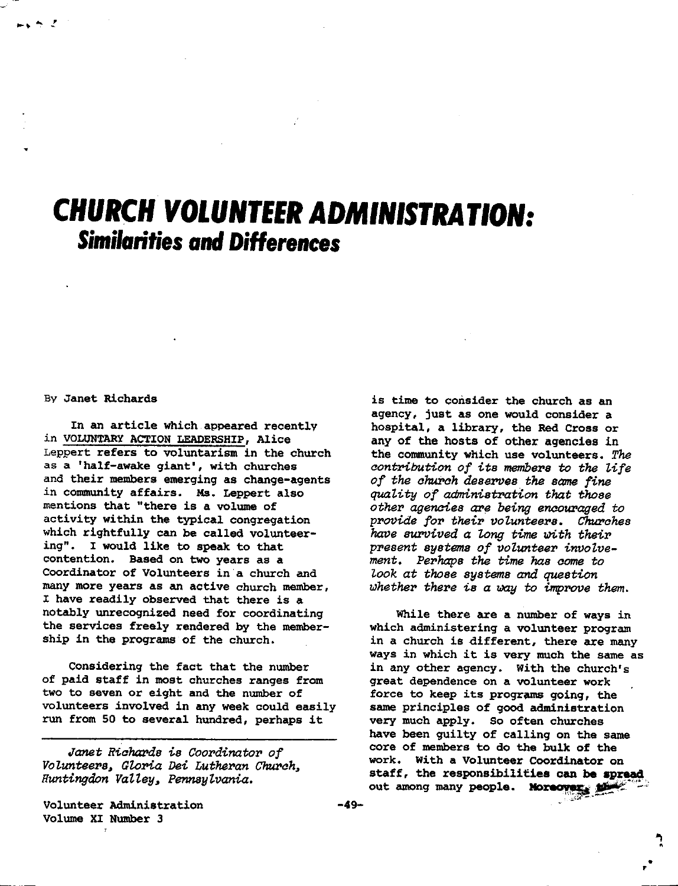# CHURCH VOLUNTEER ADMINISTRATION:
## Similarities and Differences

By Janet Richards

In an article which appeared recently in VOLUNTARY ACTION LEADERSHIP, Alice Leppert refers to voluntarism in the church as a 'half-awake giant', with churches and their members emerging as change-agents in community affairs. Ms. Leppert also mentions that "there is a volume of activity within the typical congregation which rightfully can be called volunteering". I would like to speak to that contention. Based on two years as a Coordinator of Volunteers in a church and many more years as an active church member, I have readily observed that there is a notably unrecognized need for coordinating the services freely rendered by the membership in the programs of the church.

Considering the fact that the number of paid staff in most churches ranges from two to seven or eight and the number of volunteers involved in any week could easily run from 50 to several hundred, perhaps it is time to consider the church as an agency, just as one would consider a hospital, a library, the Red Cross or any of the hosts of other agencies in the community which use volunteers. *The contribution of its members to the life of the church deserves the same fine quality of administration that those other agencies are being encouraged to provide for their volunteers. Churches have survived a long time with their present systems of volunteer involvement. Perhaps the time has come to look at those systems and question whether there is a way to improve them.*

While there are a number of ways in which administering a volunteer program in a church is different, there are many ways in which it is very much the same as in any other agency. With the church's great dependence on a volunteer work force to keep its programs going, the same principles of good administration very much apply. So often churches have been guilty of calling on the same core of members to do the bulk of the work. With a Volunteer Coordinator on staff, the responsibilities can be spread out among many people. Moreover, the

*Janet Richards is Coordinator of Volunteers, Gloria Dei Lutheran Church, Huntingdon Valley, Pennsylvania.*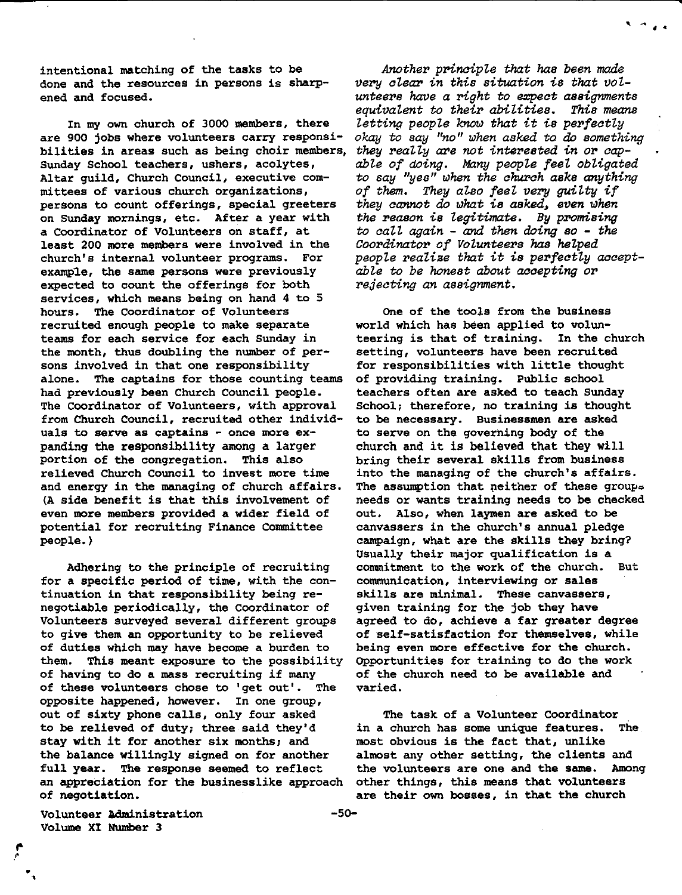intentional matching of the tasks to be done and the resources in persons is sharpened and focused.

In my own church of 3000 members, there are 900 jobs where volunteers carry responsibilities in areas such as being choir members, Sunday School teachers, ushers, acolytes, Altar guild, Church Council, executive committees of various church organizations, persons to count offerings, special greeters on Sunday mornings, etc. After a year with a Coordinator of Volunteers on staff, at least 200 more members were involved in the church's internal volunteer programs. For example, the same persons were previously expected to count the offerings for both services, which means being on hand 4 to 5 hours. The Coordinator of Volunteers recruited enough people to make separate teams for each service for each Sunday in the month, thus doubling the number of persons involved in that one responsibility alone. The captains for those counting teams had previously been Church Council people. The Coordinator of Volunteers, with approval from Church Council, recruited other individuals to serve as captains - once more expanding the responsibility among a larger portion of the congregation. This also relieved Church Council to invest more time and energy in the managing of church affairs. (A side benefit is that this involvement of even more members provided a wider field of potential for recruiting Finance Committee people.)

Adhering to the principle of recruiting for a specific period of time, with the continuation in that responsibility being renegotiable periodically, the Coordinator of Volunteers surveyed several different groups to give them an opportunity to be relieved of duties which may have become a burden to them. This meant exposure to the possibility of having to do a mass recruiting if many of these volunteers chose to 'get out'. The opposite happened, however. In one group, out of sixty phone calls, only four asked to be relieved of duty; three said they'd stay with it for another six months; and the balance willingly signed on for another full year. The response seemed to reflect an appreciation for the businesslike approach of negotiation.

*Another principle that has been made very clear in this situation is that volunteers have a right to expect assignments equivalent to their abilities. This means letting people know that it is perfectly okay to say "no" when asked to do something they really are not interested in or capable of doing. Many people feel obligated to say "yes" when the church asks anything of them. They also feel very guilty if they cannot do what is asked, even when the reason is legitimate. By promising to call again - and then doing so - the Coordinator of Volunteers has helped people realize that it is perfectly acceptable to be honest about accepting or rejecting an assignment.*

One of the tools from the business world which has been applied to volunteering is that of training. In the church setting, volunteers have been recruited for responsibilities with little thought of providing training. Public school teachers often are asked to teach Sunday School; therefore, no training is thought to be necessary. Businessmen are asked to serve on the governing body of the church and it is believed that they will bring their several skills from business into the managing of the church's affairs. The assumption that neither of these groups needs or wants training needs to be checked out. Also, when laymen are asked to be canvassers in the church's annual pledge campaign, what are the skills they bring? Usually their major qualification is a commitment to the work of the church. But communication, interviewing or sales skills are minimal. These canvassers, given training for the job they have agreed to do, achieve a far greater degree of self-satisfaction for themselves, while being even more effective for the church. Opportunities for training to do the work of the church need to be available and varied.

The task of a Volunteer Coordinator in a church has some unique features. The most obvious is the fact that, unlike almost any other setting, the clients and the volunteers are one and the same. Among other things, this means that volunteers are their own bosses, in that the church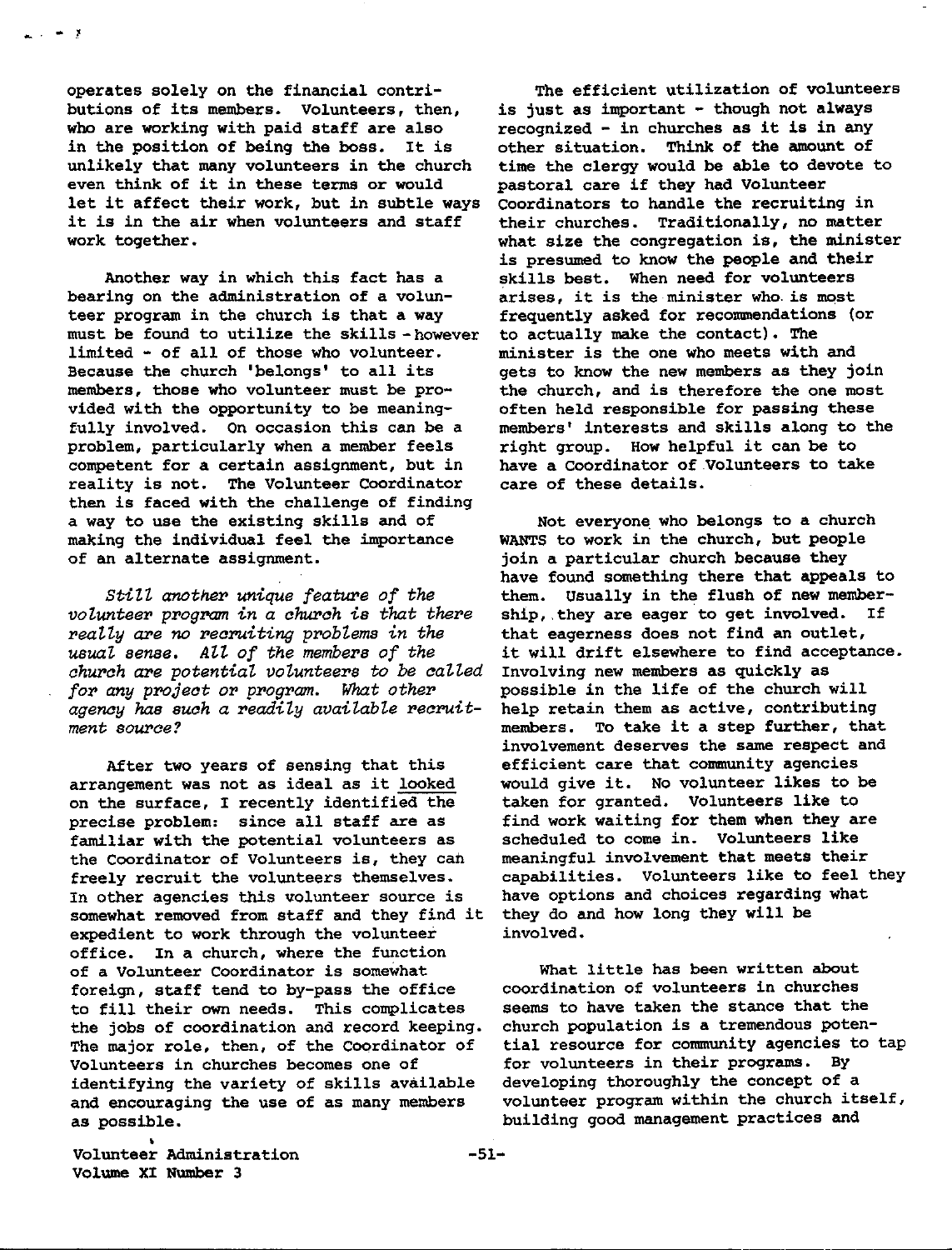operates solely on the financial contributions of its members. Volunteers, then, who are working with paid staff are also in the position of being the boss. It is unlikely that many volunteers in the church even think of it in these terms or would let it affect their work, but in subtle ways it is in the air when volunteers and staff work together.

Another way in which this fact has a bearing on the administration of a volunteer program in the church is that a way must be found to utilize the skills - however limited - of all of those who volunteer. Because the church 'belongs' to all its members, those who volunteer must be provided with the opportunity to be meaningfully involved. On occasion this can be a problem, particularly when a member feels competent for a certain assignment, but in reality is not. The Volunteer Coordinator then is faced with the challenge of finding a way to use the existing skills and of making the individual feel the importance of an alternate assignment.

*Still another unique feature of the volunteer program in a church is that there really are no recruiting problems in the usual sense. All of the members of the church are potential volunteers to be called for any project or program. What other agency has such a readily available recruitment source?*

After two years of sensing that this arrangement was not as ideal as it looked on the surface, I recently identified the precise problem: since all staff are as familiar with the potential volunteers as the Coordinator of Volunteers is, they can freely recruit the volunteers themselves. In other agencies this volunteer source is somewhat removed from staff and they find it expedient to work through the volunteer office. In a church, where the function of a Volunteer Coordinator is somewhat foreign, staff tend to by-pass the office to fill their own needs. This complicates the jobs of coordination and record keeping. The major role, then, of the Coordinator of Volunteers in churches becomes one of identifying the variety of skills available and encouraging the use of as many members as possible.

The efficient utilization of volunteers is just as important - though not always recognized - in churches as it is in any other situation. Think of the amount of time the clergy would be able to devote to pastoral care if they had Volunteer Coordinators to handle the recruiting in their churches. Traditionally, no matter what size the congregation is, the minister is presumed to know the people and their skills best. When need for volunteers arises, it is the minister who is most frequently asked for recommendations (or to actually make the contact). The minister is the one who meets with and gets to know the new members as they join the church, and is therefore the one most often held responsible for passing these members' interests and skills along to the right group. How helpful it can be to have a Coordinator of Volunteers to take care of these details.

Not everyone who belongs to a church WANTS to work in the church, but people join a particular church because they have found something there that appeals to them. Usually in the flush of new membership, they are eager to get involved. If that eagerness does not find an outlet, it will drift elsewhere to find acceptance. Involving new members as quickly as possible in the life of the church will help retain them as active, contributing members. To take it a step further, that involvement deserves the same respect and efficient care that community agencies would give it. No volunteer likes to be taken for granted. Volunteers like to find work waiting for them when they are scheduled to come in. Volunteers like meaningful involvement that meets their capabilities. Volunteers like to feel they have options and choices regarding what they do and how long they will be involved.

What little has been written about coordination of volunteers in churches seems to have taken the stance that the church population is a tremendous potential resource for community agencies to tap for volunteers in their programs. By developing thoroughly the concept of a volunteer program within the church itself, building good management practices and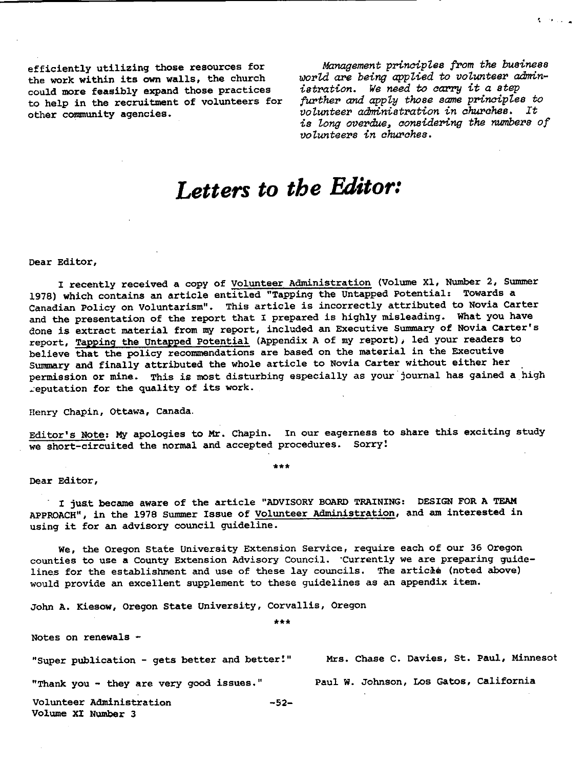efficiently utilizing those resources for the work within its own walls, the church could more feasibly expand those practices to help in the recruitment of volunteers for other community agencies.

*Management principles from the business world are being applied to volunteer administration. We need to carry it a step further and apply those same principles to volunteer administration in churches. It is long overdue, considering the numbers of volunteers in churches.*

# *Letters to the Editor:*

Dear Editor,

I recently received a copy of Volunteer Administration (Volume Xl, Number 2, Summer 1978) which contains an article entitled "Tapping the Untapped Potential: Towards a Canadian Policy on Voluntarism". This article is incorrectly attributed to Novia Carter and the presentation of the report that I prepared is highly misleading. What you have done is extract material from my report, included an Executive Summary of Novia Carter's report, Tapping the Untapped Potential (Appendix A of my report), led your readers to believe that the policy recommendations are based on the material in the Executive Summary and finally attributed the whole article to Novia Carter without either her permission or mine. This is most disturbing especially as your journal has gained a high reputation for the quality of its work.

Henry Chapin, Ottawa, Canada.

Editor's Note: My apologies to Mr. Chapin. In our eagerness to share this exciting study we short-circuited the normal and accepted procedures. Sorry!

***

Dear Editor,

I just became aware of the article "ADVISORY BOARD TRAINING: DESIGN FOR A TEAM APPROACH", in the 1978 Summer Issue of Volunteer Administration, and am interested in using it for an advisory council guideline.

We, the Oregon State University Extension Service, require each of our 36 Oregon counties to use a County Extension Advisory Council. Currently we are preparing guidelines for the establishment and use of these lay councils. The article (noted above) would provide an excellent supplement to these guidelines as an appendix item.

John A. Kiesow, Oregon State University, Corvallis, Oregon

***

Notes on renewals -

"Super publication - gets better and better!" Mrs. Chase C. Davies, St. Paul, Minnesot

"Thank you - they are very good issues." Paul W. Johnson, Los Gatos, California